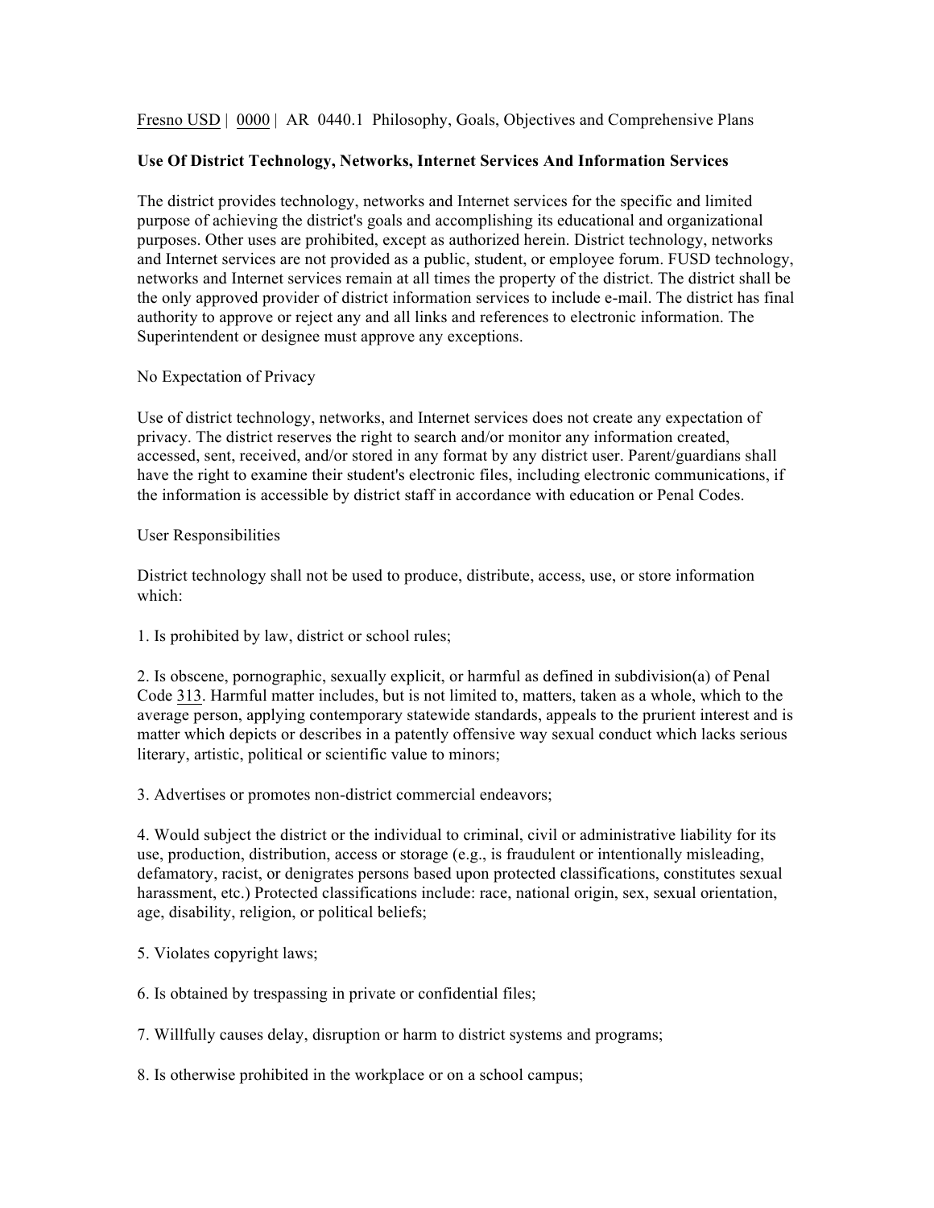Fresno USD | 0000 | AR 0440.1 Philosophy, Goals, Objectives and Comprehensive Plans

**Use Of District Technology, Networks, Internet Services And Information Services**

The district provides technology, networks and Internet services for the specific and limited purpose of achieving the district's goals and accomplishing its educational and organizational purposes. Other uses are prohibited, except as authorized herein. District technology, networks and Internet services are not provided as a public, student, or employee forum. FUSD technology, networks and Internet services remain at all times the property of the district. The district shall be the only approved provider of district information services to include e-mail. The district has final authority to approve or reject any and all links and references to electronic information. The Superintendent or designee must approve any exceptions.

No Expectation of Privacy

Use of district technology, networks, and Internet services does not create any expectation of privacy. The district reserves the right to search and/or monitor any information created, accessed, sent, received, and/or stored in any format by any district user. Parent/guardians shall have the right to examine their student's electronic files, including electronic communications, if the information is accessible by district staff in accordance with education or Penal Codes.

User Responsibilities

District technology shall not be used to produce, distribute, access, use, or store information which:

1. Is prohibited by law, district or school rules;

2. Is obscene, pornographic, sexually explicit, or harmful as defined in subdivision(a) of Penal Code 313. Harmful matter includes, but is not limited to, matters, taken as a whole, which to the average person, applying contemporary statewide standards, appeals to the prurient interest and is matter which depicts or describes in a patently offensive way sexual conduct which lacks serious literary, artistic, political or scientific value to minors;

3. Advertises or promotes non-district commercial endeavors;

4. Would subject the district or the individual to criminal, civil or administrative liability for its use, production, distribution, access or storage (e.g., is fraudulent or intentionally misleading, defamatory, racist, or denigrates persons based upon protected classifications, constitutes sexual harassment, etc.) Protected classifications include: race, national origin, sex, sexual orientation, age, disability, religion, or political beliefs;

5. Violates copyright laws;

6. Is obtained by trespassing in private or confidential files;

7. Willfully causes delay, disruption or harm to district systems and programs;

8. Is otherwise prohibited in the workplace or on a school campus;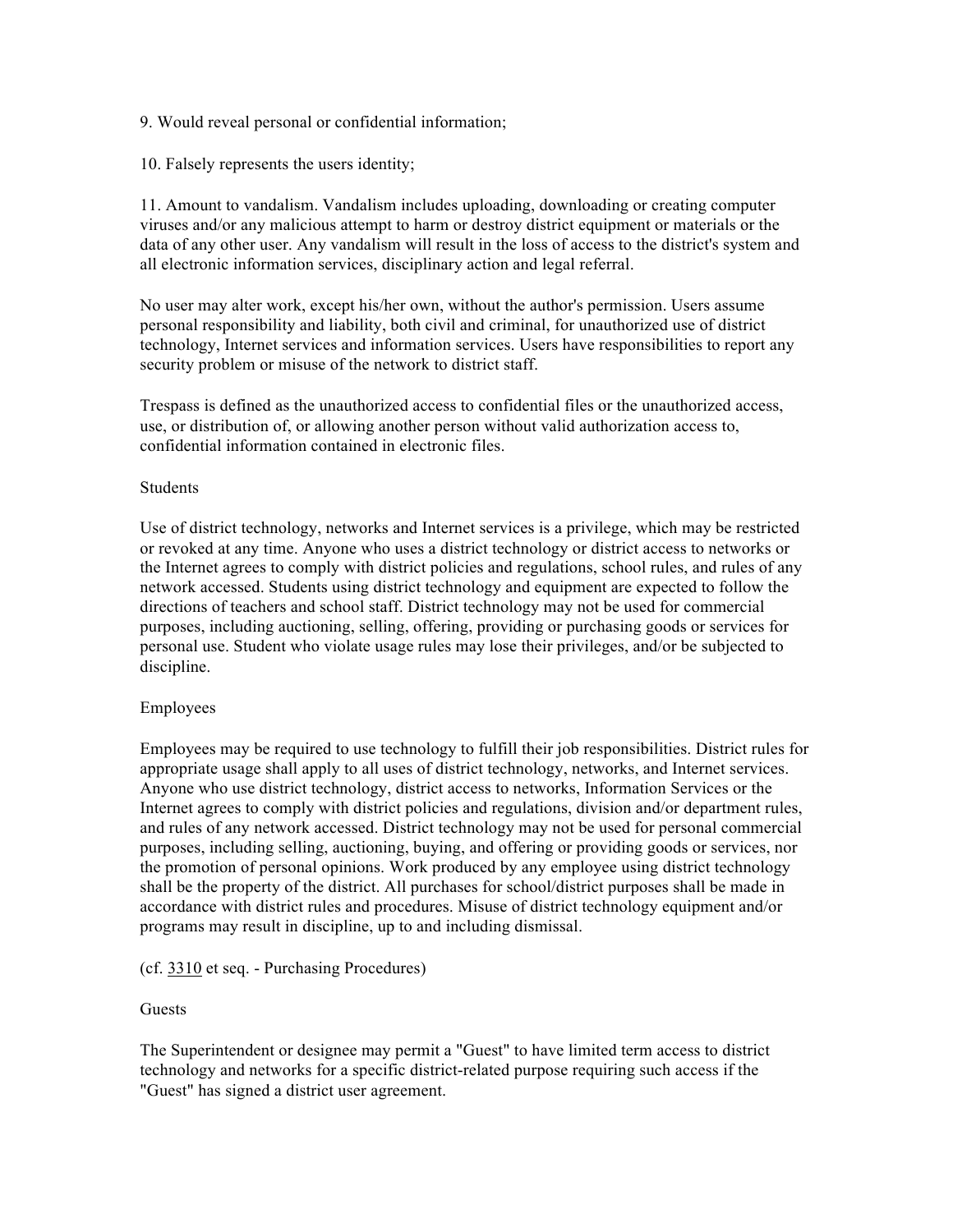9. Would reveal personal or confidential information;

10. Falsely represents the users identity;

11. Amount to vandalism. Vandalism includes uploading, downloading or creating computer viruses and/or any malicious attempt to harm or destroy district equipment or materials or the data of any other user. Any vandalism will result in the loss of access to the district's system and all electronic information services, disciplinary action and legal referral.

No user may alter work, except his/her own, without the author's permission. Users assume personal responsibility and liability, both civil and criminal, for unauthorized use of district technology, Internet services and information services. Users have responsibilities to report any security problem or misuse of the network to district staff.

Trespass is defined as the unauthorized access to confidential files or the unauthorized access, use, or distribution of, or allowing another person without valid authorization access to, confidential information contained in electronic files.

Students

Use of district technology, networks and Internet services is a privilege, which may be restricted or revoked at any time. Anyone who uses a district technology or district access to networks or the Internet agrees to comply with district policies and regulations, school rules, and rules of any network accessed. Students using district technology and equipment are expected to follow the directions of teachers and school staff. District technology may not be used for commercial purposes, including auctioning, selling, offering, providing or purchasing goods or services for personal use. Student who violate usage rules may lose their privileges, and/or be subjected to discipline.

Employees

Employees may be required to use technology to fulfill their job responsibilities. District rules for appropriate usage shall apply to all uses of district technology, networks, and Internet services. Anyone who use district technology, district access to networks, Information Services or the Internet agrees to comply with district policies and regulations, division and/or department rules, and rules of any network accessed. District technology may not be used for personal commercial purposes, including selling, auctioning, buying, and offering or providing goods or services, nor the promotion of personal opinions. Work produced by any employee using district technology shall be the property of the district. All purchases for school/district purposes shall be made in accordance with district rules and procedures. Misuse of district technology equipment and/or programs may result in discipline, up to and including dismissal.

(cf. 3310 et seq. - Purchasing Procedures)

Guests

The Superintendent or designee may permit a "Guest" to have limited term access to district technology and networks for a specific district-related purpose requiring such access if the "Guest" has signed a district user agreement.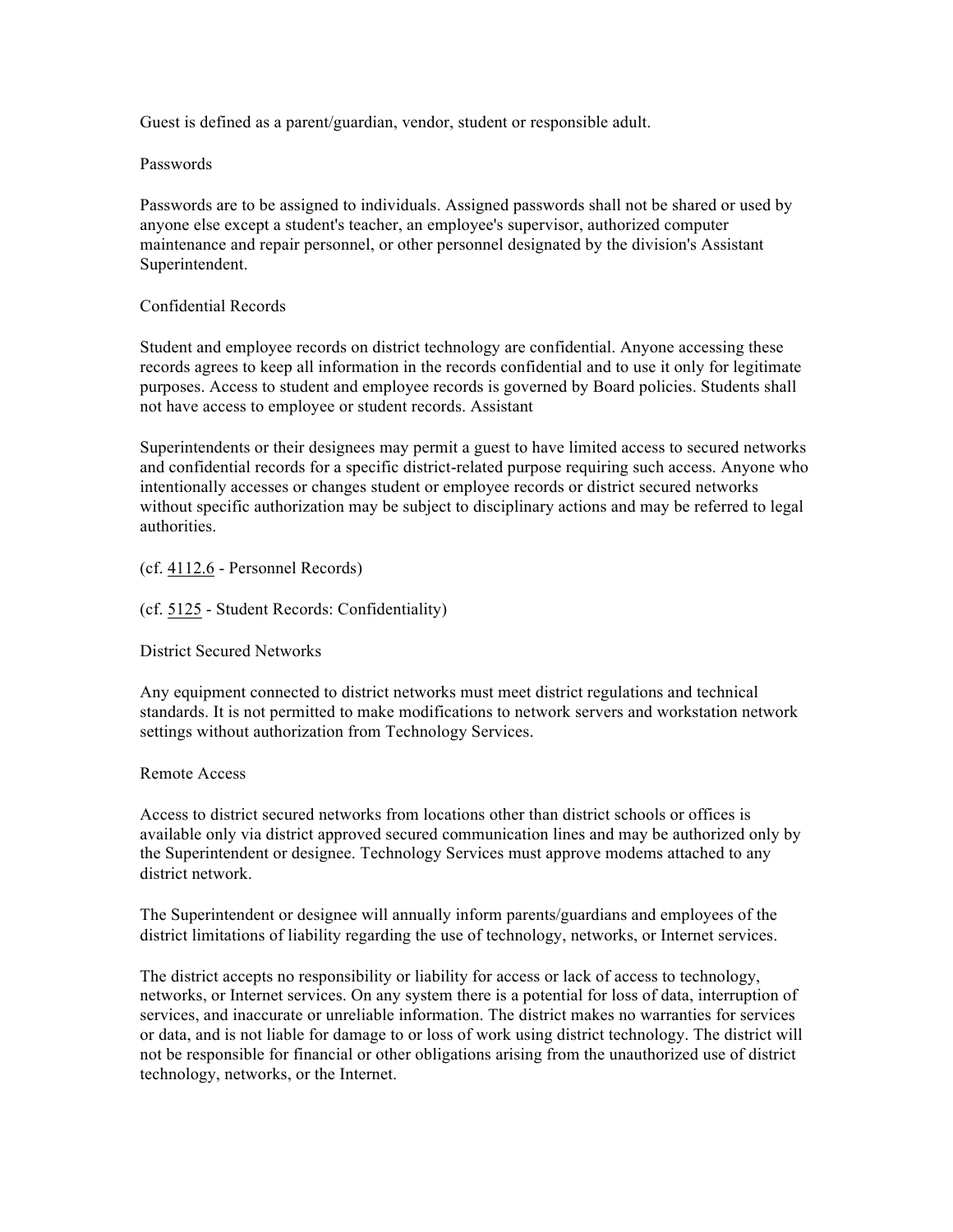Guest is defined as a parent/guardian, vendor, student or responsible adult.

## Passwords

Passwords are to be assigned to individuals. Assigned passwords shall not be shared or used by anyone else except a student's teacher, an employee's supervisor, authorized computer maintenance and repair personnel, or other personnel designated by the division's Assistant Superintendent.

## Confidential Records

Student and employee records on district technology are confidential. Anyone accessing these records agrees to keep all information in the records confidential and to use it only for legitimate purposes. Access to student and employee records is governed by Board policies. Students shall not have access to employee or student records. Assistant

Superintendents or their designees may permit a guest to have limited access to secured networks and confidential records for a specific district-related purpose requiring such access. Anyone who intentionally accesses or changes student or employee records or district secured networks without specific authorization may be subject to disciplinary actions and may be referred to legal authorities.

(cf. 4112.6 - Personnel Records)

(cf. 5125 - Student Records: Confidentiality)

## District Secured Networks

Any equipment connected to district networks must meet district regulations and technical standards. It is not permitted to make modifications to network servers and workstation network settings without authorization from Technology Services.

## Remote Access

Access to district secured networks from locations other than district schools or offices is available only via district approved secured communication lines and may be authorized only by the Superintendent or designee. Technology Services must approve modems attached to any district network.

The Superintendent or designee will annually inform parents/guardians and employees of the district limitations of liability regarding the use of technology, networks, or Internet services.

The district accepts no responsibility or liability for access or lack of access to technology, networks, or Internet services. On any system there is a potential for loss of data, interruption of services, and inaccurate or unreliable information. The district makes no warranties for services or data, and is not liable for damage to or loss of work using district technology. The district will not be responsible for financial or other obligations arising from the unauthorized use of district technology, networks, or the Internet.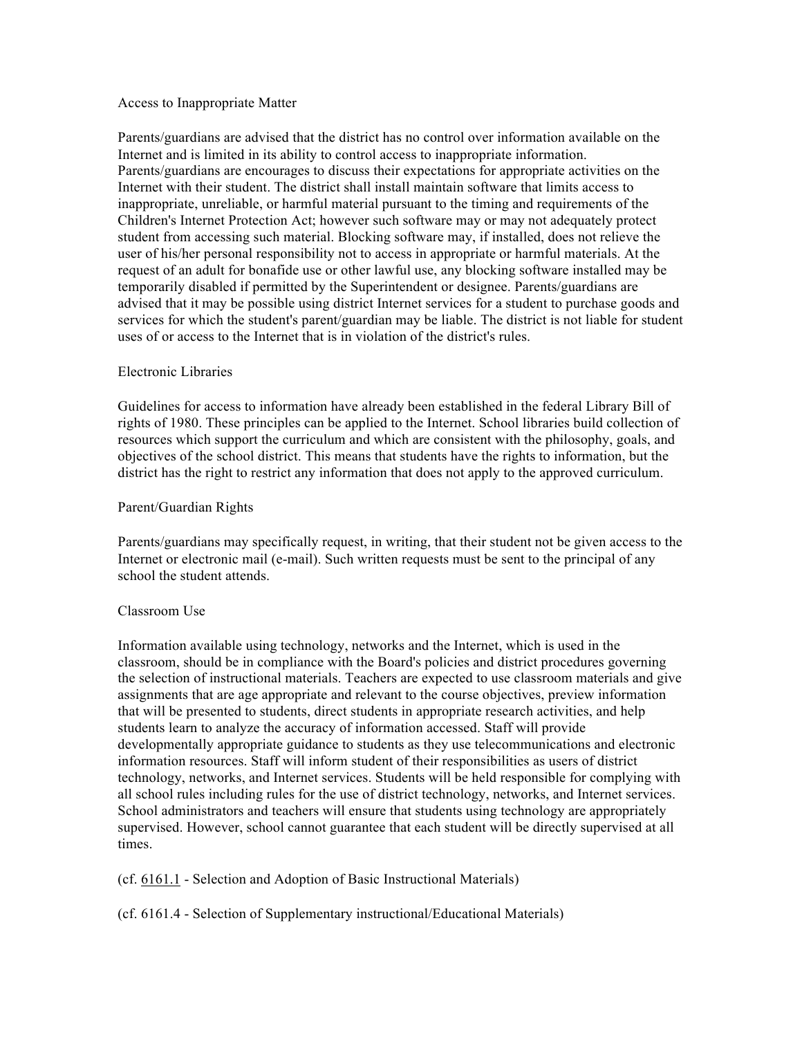## Access to Inappropriate Matter

Parents/guardians are advised that the district has no control over information available on the Internet and is limited in its ability to control access to inappropriate information. Parents/guardians are encourages to discuss their expectations for appropriate activities on the Internet with their student. The district shall install maintain software that limits access to inappropriate, unreliable, or harmful material pursuant to the timing and requirements of the Children's Internet Protection Act; however such software may or may not adequately protect student from accessing such material. Blocking software may, if installed, does not relieve the user of his/her personal responsibility not to access in appropriate or harmful materials. At the request of an adult for bonafide use or other lawful use, any blocking software installed may be temporarily disabled if permitted by the Superintendent or designee. Parents/guardians are advised that it may be possible using district Internet services for a student to purchase goods and services for which the student's parent/guardian may be liable. The district is not liable for student uses of or access to the Internet that is in violation of the district's rules.

## Electronic Libraries

Guidelines for access to information have already been established in the federal Library Bill of rights of 1980. These principles can be applied to the Internet. School libraries build collection of resources which support the curriculum and which are consistent with the philosophy, goals, and objectives of the school district. This means that students have the rights to information, but the district has the right to restrict any information that does not apply to the approved curriculum.

## Parent/Guardian Rights

Parents/guardians may specifically request, in writing, that their student not be given access to the Internet or electronic mail (e-mail). Such written requests must be sent to the principal of any school the student attends.

## Classroom Use

Information available using technology, networks and the Internet, which is used in the classroom, should be in compliance with the Board's policies and district procedures governing the selection of instructional materials. Teachers are expected to use classroom materials and give assignments that are age appropriate and relevant to the course objectives, preview information that will be presented to students, direct students in appropriate research activities, and help students learn to analyze the accuracy of information accessed. Staff will provide developmentally appropriate guidance to students as they use telecommunications and electronic information resources. Staff will inform student of their responsibilities as users of district technology, networks, and Internet services. Students will be held responsible for complying with all school rules including rules for the use of district technology, networks, and Internet services. School administrators and teachers will ensure that students using technology are appropriately supervised. However, school cannot guarantee that each student will be directly supervised at all times.

(cf. 6161.1 - Selection and Adoption of Basic Instructional Materials)

(cf. 6161.4 - Selection of Supplementary instructional/Educational Materials)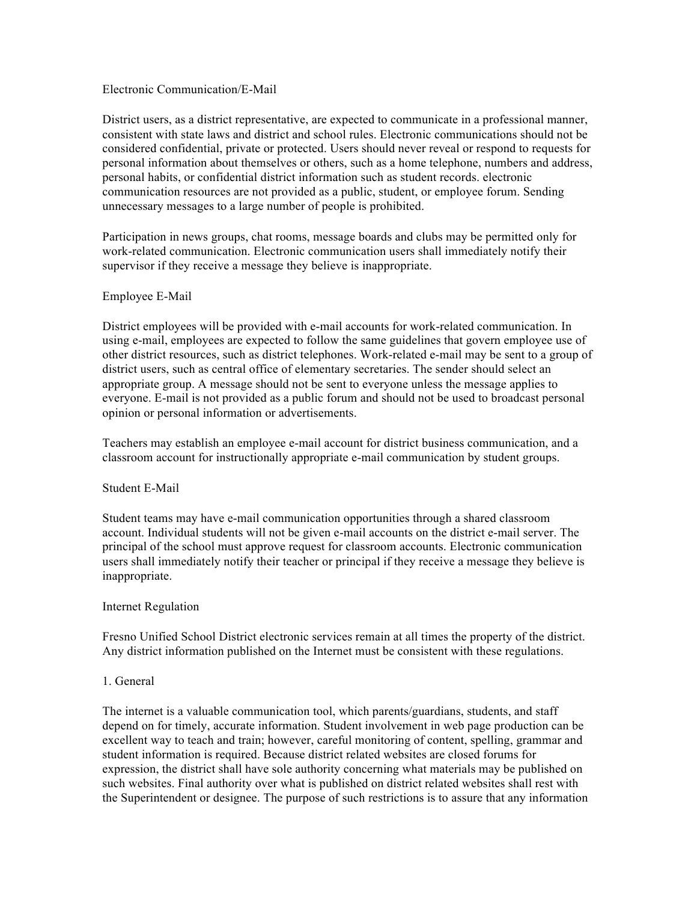## Electronic Communication/E-Mail

District users, as a district representative, are expected to communicate in a professional manner, consistent with state laws and district and school rules. Electronic communications should not be considered confidential, private or protected. Users should never reveal or respond to requests for personal information about themselves or others, such as a home telephone, numbers and address, personal habits, or confidential district information such as student records. electronic communication resources are not provided as a public, student, or employee forum. Sending unnecessary messages to a large number of people is prohibited.

Participation in news groups, chat rooms, message boards and clubs may be permitted only for work-related communication. Electronic communication users shall immediately notify their supervisor if they receive a message they believe is inappropriate.

## Employee E-Mail

District employees will be provided with e-mail accounts for work-related communication. In using e-mail, employees are expected to follow the same guidelines that govern employee use of other district resources, such as district telephones. Work-related e-mail may be sent to a group of district users, such as central office of elementary secretaries. The sender should select an appropriate group. A message should not be sent to everyone unless the message applies to everyone. E-mail is not provided as a public forum and should not be used to broadcast personal opinion or personal information or advertisements.

Teachers may establish an employee e-mail account for district business communication, and a classroom account for instructionally appropriate e-mail communication by student groups.

## Student E-Mail

Student teams may have e-mail communication opportunities through a shared classroom account. Individual students will not be given e-mail accounts on the district e-mail server. The principal of the school must approve request for classroom accounts. Electronic communication users shall immediately notify their teacher or principal if they receive a message they believe is inappropriate.

## Internet Regulation

Fresno Unified School District electronic services remain at all times the property of the district. Any district information published on the Internet must be consistent with these regulations.

### 1. General

The internet is a valuable communication tool, which parents/guardians, students, and staff depend on for timely, accurate information. Student involvement in web page production can be excellent way to teach and train; however, careful monitoring of content, spelling, grammar and student information is required. Because district related websites are closed forums for expression, the district shall have sole authority concerning what materials may be published on such websites. Final authority over what is published on district related websites shall rest with the Superintendent or designee. The purpose of such restrictions is to assure that any information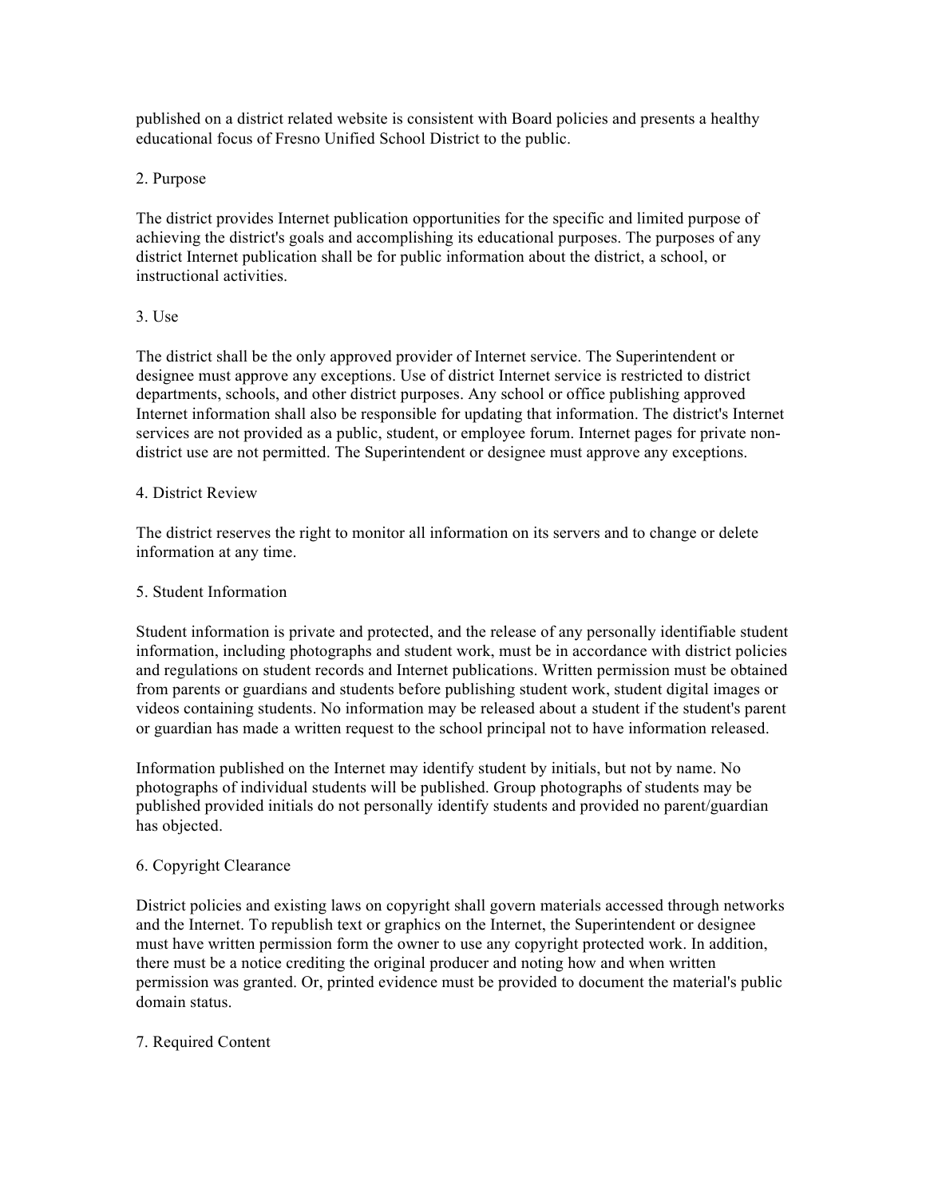published on a district related website is consistent with Board policies and presents a healthy educational focus of Fresno Unified School District to the public.

2. Purpose

The district provides Internet publication opportunities for the specific and limited purpose of achieving the district's goals and accomplishing its educational purposes. The purposes of any district Internet publication shall be for public information about the district, a school, or instructional activities.

3. Use

The district shall be the only approved provider of Internet service. The Superintendent or designee must approve any exceptions. Use of district Internet service is restricted to district departments, schools, and other district purposes. Any school or office publishing approved Internet information shall also be responsible for updating that information. The district's Internet services are not provided as a public, student, or employee forum. Internet pages for private non-district use are not permitted. The Superintendent or designee must approve any exceptions.

4. District Review

The district reserves the right to monitor all information on its servers and to change or delete information at any time.

5. Student Information

Student information is private and protected, and the release of any personally identifiable student information, including photographs and student work, must be in accordance with district policies and regulations on student records and Internet publications. Written permission must be obtained from parents or guardians and students before publishing student work, student digital images or videos containing students. No information may be released about a student if the student's parent or guardian has made a written request to the school principal not to have information released.

Information published on the Internet may identify student by initials, but not by name. No photographs of individual students will be published. Group photographs of students may be published provided initials do not personally identify students and provided no parent/guardian has objected.

6. Copyright Clearance

District policies and existing laws on copyright shall govern materials accessed through networks and the Internet. To republish text or graphics on the Internet, the Superintendent or designee must have written permission form the owner to use any copyright protected work. In addition, there must be a notice crediting the original producer and noting how and when written permission was granted. Or, printed evidence must be provided to document the material's public domain status.

7. Required Content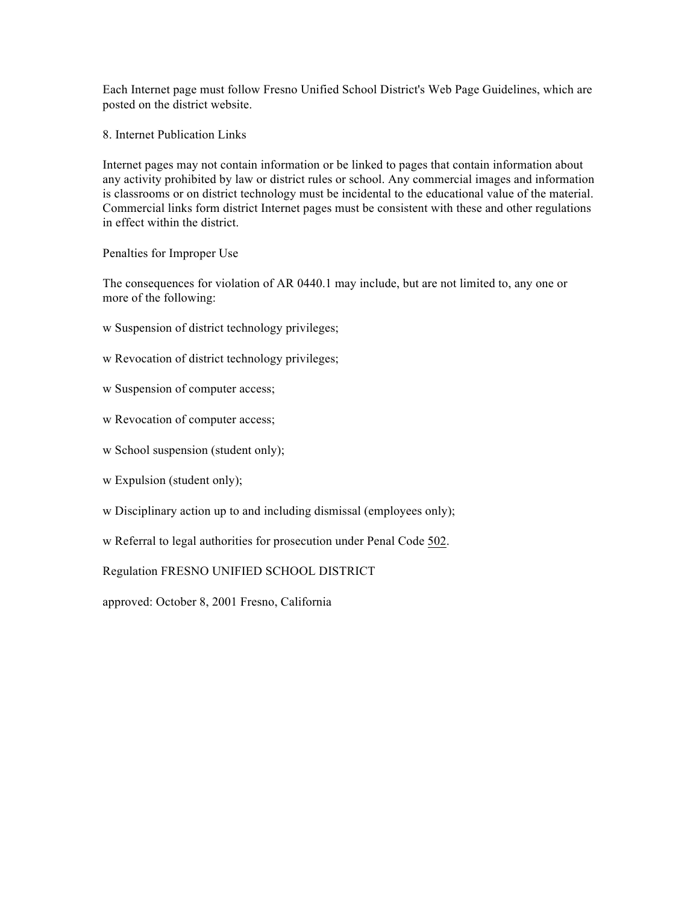Each Internet page must follow Fresno Unified School District's Web Page Guidelines, which are posted on the district website.

8. Internet Publication Links

Internet pages may not contain information or be linked to pages that contain information about any activity prohibited by law or district rules or school. Any commercial images and information is classrooms or on district technology must be incidental to the educational value of the material. Commercial links form district Internet pages must be consistent with these and other regulations in effect within the district.

Penalties for Improper Use

The consequences for violation of AR 0440.1 may include, but are not limited to, any one or more of the following:

w Suspension of district technology privileges;

w Revocation of district technology privileges;

w Suspension of computer access;

w Revocation of computer access;

w School suspension (student only);

w Expulsion (student only);

w Disciplinary action up to and including dismissal (employees only);

w Referral to legal authorities for prosecution under Penal Code 502.

Regulation FRESNO UNIFIED SCHOOL DISTRICT

approved: October 8, 2001 Fresno, California